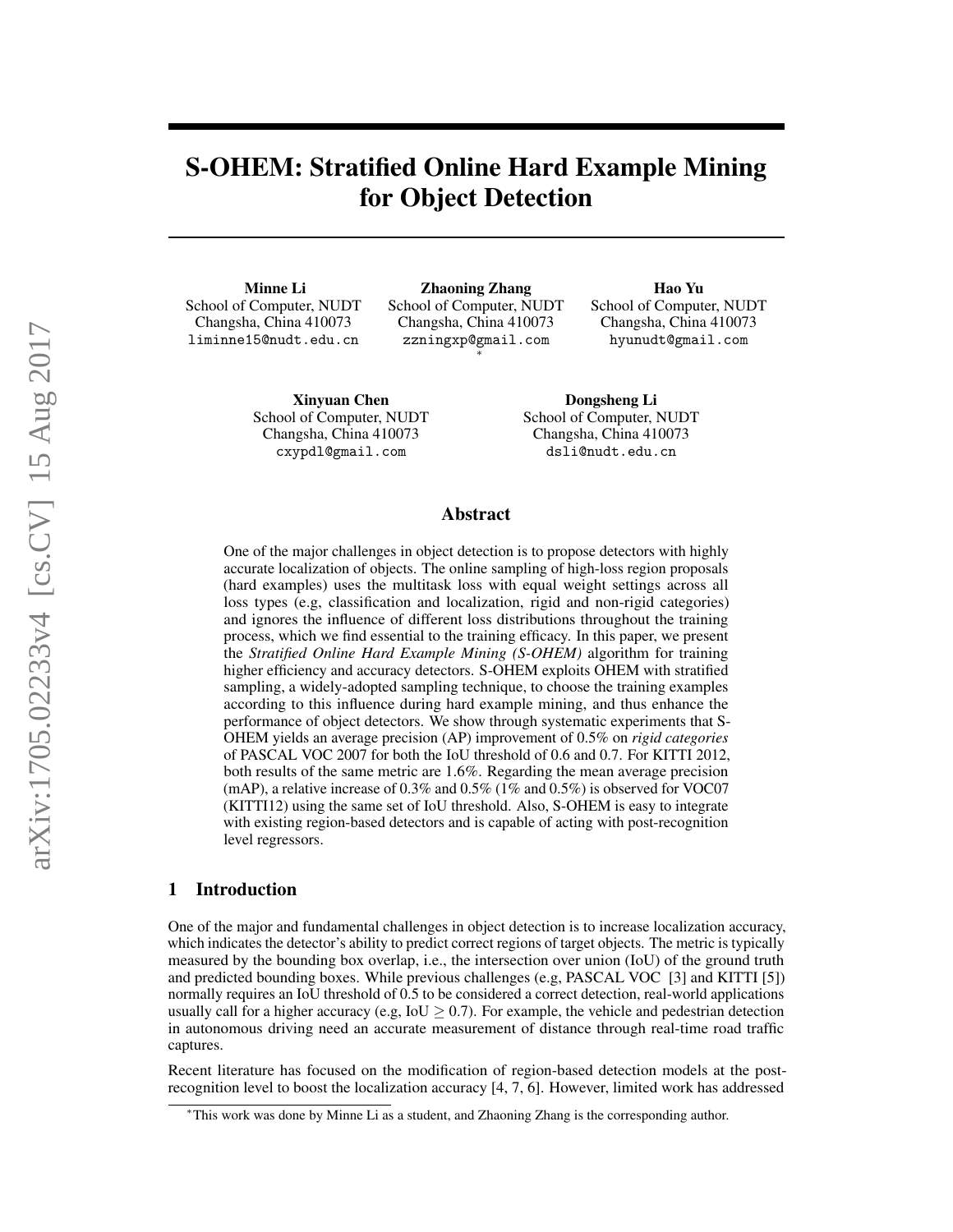# S-OHEM: Stratified Online Hard Example Mining for Object Detection

**Minne Li**
School of Computer, NUDT
Changsha, China 410073
liminne15@nudt.edu.cn

**Zhaoning Zhang**
School of Computer, NUDT
Changsha, China 410073
zzningxp@gmail.com
*

**Hao Yu**
School of Computer, NUDT
Changsha, China 410073
hyunudt@gmail.com

**Xinyuan Chen**
School of Computer, NUDT
Changsha, China 410073
cxypdl@gmail.com

**Dongsheng Li**
School of Computer, NUDT
Changsha, China 410073
dsli@nudt.edu.cn

## Abstract

One of the major challenges in object detection is to propose detectors with highly accurate localization of objects. The online sampling of high-loss region proposals (hard examples) uses the multitask loss with equal weight settings across all loss types (e.g, classification and localization, rigid and non-rigid categories) and ignores the influence of different loss distributions throughout the training process, which we find essential to the training efficacy. In this paper, we present the *Stratified Online Hard Example Mining (S-OHEM)* algorithm for training higher efficiency and accuracy detectors. S-OHEM exploits OHEM with stratified sampling, a widely-adopted sampling technique, to choose the training examples according to this influence during hard example mining, and thus enhance the performance of object detectors. We show through systematic experiments that S-OHEM yields an average precision (AP) improvement of 0.5% on *rigid categories* of PASCAL VOC 2007 for both the IoU threshold of 0.6 and 0.7. For KITTI 2012, both results of the same metric are 1.6%. Regarding the mean average precision (mAP), a relative increase of 0.3% and 0.5% (1% and 0.5%) is observed for VOC07 (KITTI12) using the same set of IoU threshold. Also, S-OHEM is easy to integrate with existing region-based detectors and is capable of acting with post-recognition level regressors.

## 1 Introduction

One of the major and fundamental challenges in object detection is to increase localization accuracy, which indicates the detector's ability to predict correct regions of target objects. The metric is typically measured by the bounding box overlap, i.e., the intersection over union (IoU) of the ground truth and predicted bounding boxes. While previous challenges (e.g, PASCAL VOC [3] and KITTI [5]) normally requires an IoU threshold of 0.5 to be considered a correct detection, real-world applications usually call for a higher accuracy (e.g, IoU $\geq 0.7$). For example, the vehicle and pedestrian detection in autonomous driving need an accurate measurement of distance through real-time road traffic captures.

Recent literature has focused on the modification of region-based detection models at the post-recognition level to boost the localization accuracy [4, 7, 6]. However, limited work has addressed

*This work was done by Minne Li as a student, and Zhaoning Zhang is the corresponding author.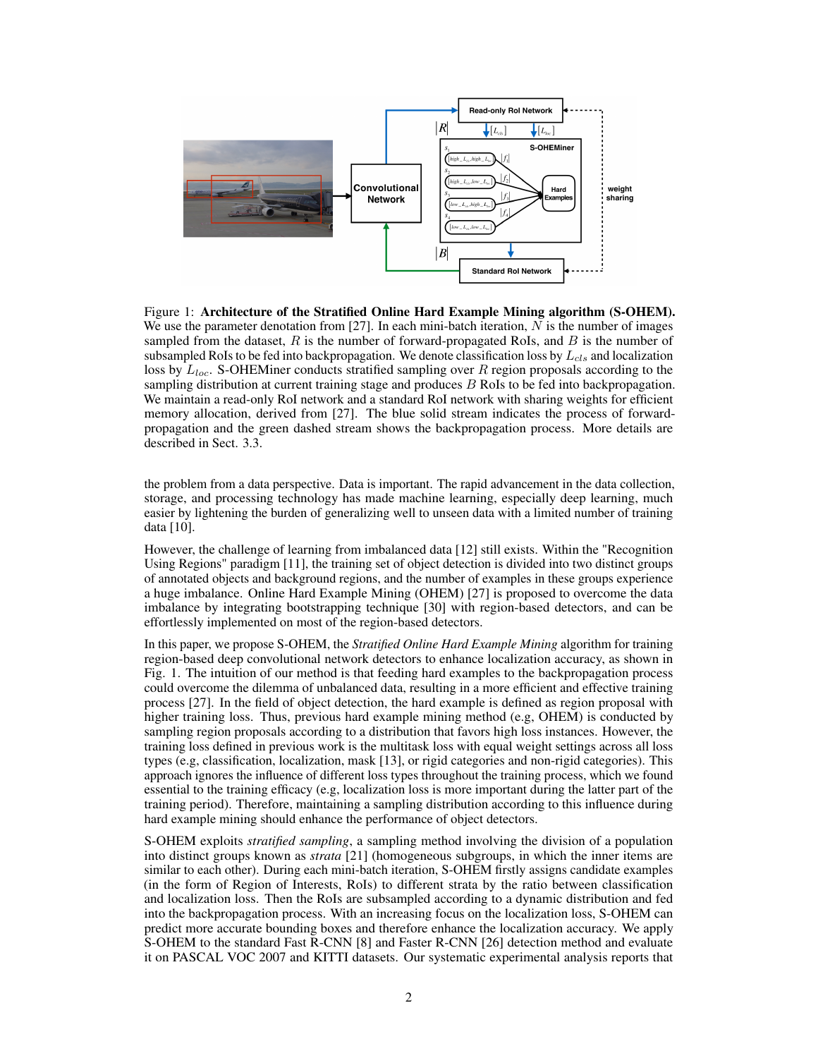Figure 1: **Architecture of the Stratified Online Hard Example Mining algorithm (S-OHEM).** We use the parameter denotation from [27]. In each mini-batch iteration, $N$ is the number of images sampled from the dataset, $R$ is the number of forward-propagated RoIs, and $B$ is the number of subsampled RoIs to be fed into backpropagation. We denote classification loss by $L_{cls}$ and localization loss by $L_{loc}$. S-OHEMiner conducts stratified sampling over $R$ region proposals according to the sampling distribution at current training stage and produces $B$ RoIs to be fed into backpropagation. We maintain a read-only RoI network and a standard RoI network with sharing weights for efficient memory allocation, derived from [27]. The blue solid stream indicates the process of forward-propagation and the green dashed stream shows the backpropagation process. More details are described in Sect. 3.3.

the problem from a data perspective. Data is important. The rapid advancement in the data collection, storage, and processing technology has made machine learning, especially deep learning, much easier by lightening the burden of generalizing well to unseen data with a limited number of training data [10].

However, the challenge of learning from imbalanced data [12] still exists. Within the "Recognition Using Regions" paradigm [11], the training set of object detection is divided into two distinct groups of annotated objects and background regions, and the number of examples in these groups experience a huge imbalance. Online Hard Example Mining (OHEM) [27] is proposed to overcome the data imbalance by integrating bootstrapping technique [30] with region-based detectors, and can be effortlessly implemented on most of the region-based detectors.

In this paper, we propose S-OHEM, the *Stratified Online Hard Example Mining* algorithm for training region-based deep convolutional network detectors to enhance localization accuracy, as shown in Fig. 1. The intuition of our method is that feeding hard examples to the backpropagation process could overcome the dilemma of unbalanced data, resulting in a more efficient and effective training process [27]. In the field of object detection, the hard example is defined as region proposal with higher training loss. Thus, previous hard example mining method (e.g, OHEM) is conducted by sampling region proposals according to a distribution that favors high loss instances. However, the training loss defined in previous work is the multitask loss with equal weight settings across all loss types (e.g, classification, localization, mask [13], or rigid categories and non-rigid categories). This approach ignores the influence of different loss types throughout the training process, which we found essential to the training efficacy (e.g, localization loss is more important during the latter part of the training period). Therefore, maintaining a sampling distribution according to this influence during hard example mining should enhance the performance of object detectors.

S-OHEM exploits *stratified sampling*, a sampling method involving the division of a population into distinct groups known as *strata* [21] (homogeneous subgroups, in which the inner items are similar to each other). During each mini-batch iteration, S-OHEM firstly assigns candidate examples (in the form of Region of Interests, RoIs) to different strata by the ratio between classification and localization loss. Then the RoIs are subsampled according to a dynamic distribution and fed into the backpropagation process. With an increasing focus on the localization loss, S-OHEM can predict more accurate bounding boxes and therefore enhance the localization accuracy. We apply S-OHEM to the standard Fast R-CNN [8] and Faster R-CNN [26] detection method and evaluate it on PASCAL VOC 2007 and KITTI datasets. Our systematic experimental analysis reports that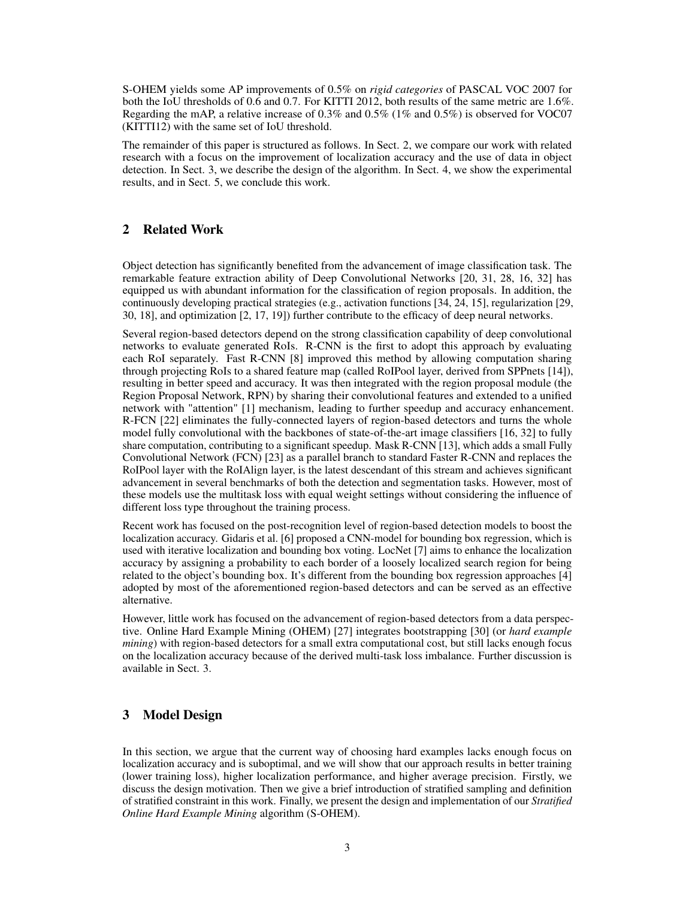S-OHEM yields some AP improvements of 0.5% on *rigid categories* of PASCAL VOC 2007 for both the IoU thresholds of 0.6 and 0.7. For KITTI 2012, both results of the same metric are 1.6%. Regarding the mAP, a relative increase of 0.3% and 0.5% (1% and 0.5%) is observed for VOC07 (KITTI12) with the same set of IoU threshold.

The remainder of this paper is structured as follows. In Sect. 2, we compare our work with related research with a focus on the improvement of localization accuracy and the use of data in object detection. In Sect. 3, we describe the design of the algorithm. In Sect. 4, we show the experimental results, and in Sect. 5, we conclude this work.

## 2 Related Work

Object detection has significantly benefited from the advancement of image classification task. The remarkable feature extraction ability of Deep Convolutional Networks [20, 31, 28, 16, 32] has equipped us with abundant information for the classification of region proposals. In addition, the continuously developing practical strategies (e.g., activation functions [34, 24, 15], regularization [29, 30, 18], and optimization [2, 17, 19]) further contribute to the efficacy of deep neural networks.

Several region-based detectors depend on the strong classification capability of deep convolutional networks to evaluate generated RoIs. R-CNN is the first to adopt this approach by evaluating each RoI separately. Fast R-CNN [8] improved this method by allowing computation sharing through projecting RoIs to a shared feature map (called RoIPool layer, derived from SPPnets [14]), resulting in better speed and accuracy. It was then integrated with the region proposal module (the Region Proposal Network, RPN) by sharing their convolutional features and extended to a unified network with "attention" [1] mechanism, leading to further speedup and accuracy enhancement. R-FCN [22] eliminates the fully-connected layers of region-based detectors and turns the whole model fully convolutional with the backbones of state-of-the-art image classifiers [16, 32] to fully share computation, contributing to a significant speedup. Mask R-CNN [13], which adds a small Fully Convolutional Network (FCN) [23] as a parallel branch to standard Faster R-CNN and replaces the RoIPool layer with the RoIAlign layer, is the latest descendant of this stream and achieves significant advancement in several benchmarks of both the detection and segmentation tasks. However, most of these models use the multitask loss with equal weight settings without considering the influence of different loss type throughout the training process.

Recent work has focused on the post-recognition level of region-based detection models to boost the localization accuracy. Gidaris et al. [6] proposed a CNN-model for bounding box regression, which is used with iterative localization and bounding box voting. LocNet [7] aims to enhance the localization accuracy by assigning a probability to each border of a loosely localized search region for being related to the object's bounding box. It's different from the bounding box regression approaches [4] adopted by most of the aforementioned region-based detectors and can be served as an effective alternative.

However, little work has focused on the advancement of region-based detectors from a data perspective. Online Hard Example Mining (OHEM) [27] integrates bootstrapping [30] (or *hard example mining*) with region-based detectors for a small extra computational cost, but still lacks enough focus on the localization accuracy because of the derived multi-task loss imbalance. Further discussion is available in Sect. 3.

## 3 Model Design

In this section, we argue that the current way of choosing hard examples lacks enough focus on localization accuracy and is suboptimal, and we will show that our approach results in better training (lower training loss), higher localization performance, and higher average precision. Firstly, we discuss the design motivation. Then we give a brief introduction of stratified sampling and definition of stratified constraint in this work. Finally, we present the design and implementation of our *Stratified Online Hard Example Mining* algorithm (S-OHEM).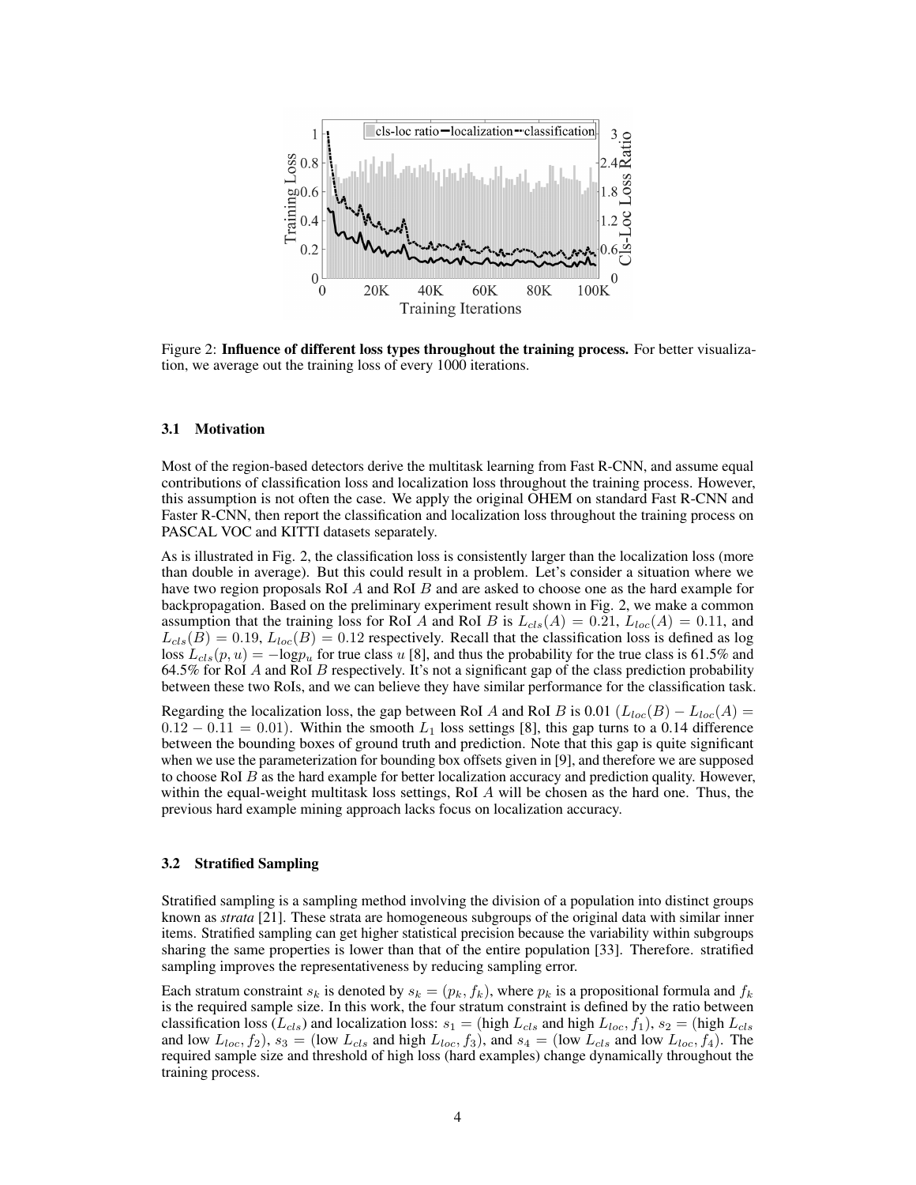cls-loc ratio — localization -- classification

Training Loss

1
0.8
0.6
0.4
0.2
0

Cls-Loc Loss Ratio

3
2.4
1.8
1.2
0.6
0

0 20K 40K 60K 80K 100K

Training Iterations

Figure 2: **Influence of different loss types throughout the training process.** For better visualization, we average out the training loss of every 1000 iterations.

### 3.1 Motivation

Most of the region-based detectors derive the multitask learning from Fast R-CNN, and assume equal contributions of classification loss and localization loss throughout the training process. However, this assumption is not often the case. We apply the original OHEM on standard Fast R-CNN and Faster R-CNN, then report the classification and localization loss throughout the training process on PASCAL VOC and KITTI datasets separately.

As is illustrated in Fig. 2, the classification loss is consistently larger than the localization loss (more than double in average). But this could result in a problem. Let's consider a situation where we have two region proposals RoI $A$ and RoI $B$ and are asked to choose one as the hard example for backpropagation. Based on the preliminary experiment result shown in Fig. 2, we make a common assumption that the training loss for RoI $A$ and RoI $B$ is $L_{cls}(A) = 0.21$, $L_{loc}(A) = 0.11$, and $L_{cls}(B) = 0.19$, $L_{loc}(B) = 0.12$ respectively. Recall that the classification loss is defined as log loss $L_{cls}(p, u) = -\log p_u$ for true class $u$ [8], and thus the probability for the true class is 61.5% and 64.5% for RoI $A$ and RoI $B$ respectively. It's not a significant gap of the class prediction probability between these two RoIs, and we can believe they have similar performance for the classification task.

Regarding the localization loss, the gap between RoI $A$ and RoI $B$ is 0.01 ($L_{loc}(B) - L_{loc}(A) = 0.12 - 0.11 = 0.01$). Within the smooth $L_1$ loss settings [8], this gap turns to a 0.14 difference between the bounding boxes of ground truth and prediction. Note that this gap is quite significant when we use the parameterization for bounding box offsets given in [9], and therefore we are supposed to choose RoI $B$ as the hard example for better localization accuracy and prediction quality. However, within the equal-weight multitask loss settings, RoI $A$ will be chosen as the hard one. Thus, the previous hard example mining approach lacks focus on localization accuracy.

### 3.2 Stratified Sampling

Stratified sampling is a sampling method involving the division of a population into distinct groups known as *strata* [21]. These strata are homogeneous subgroups of the original data with similar inner items. Stratified sampling can get higher statistical precision because the variability within subgroups sharing the same properties is lower than that of the entire population [33]. Therefore. stratified sampling improves the representativeness by reducing sampling error.

Each stratum constraint $s_k$ is denoted by $s_k = (p_k, f_k)$, where $p_k$ is a propositional formula and $f_k$ is the required sample size. In this work, the four stratum constraint is defined by the ratio between classification loss ($L_{cls}$) and localization loss: $s_1 =$ (high $L_{cls}$ and high $L_{loc}, f_1$), $s_2 =$ (high $L_{cls}$ and low $L_{loc}, f_2$), $s_3 =$ (low $L_{cls}$ and high $L_{loc}, f_3$), and $s_4 =$ (low $L_{cls}$ and low $L_{loc}, f_4$). The required sample size and threshold of high loss (hard examples) change dynamically throughout the training process.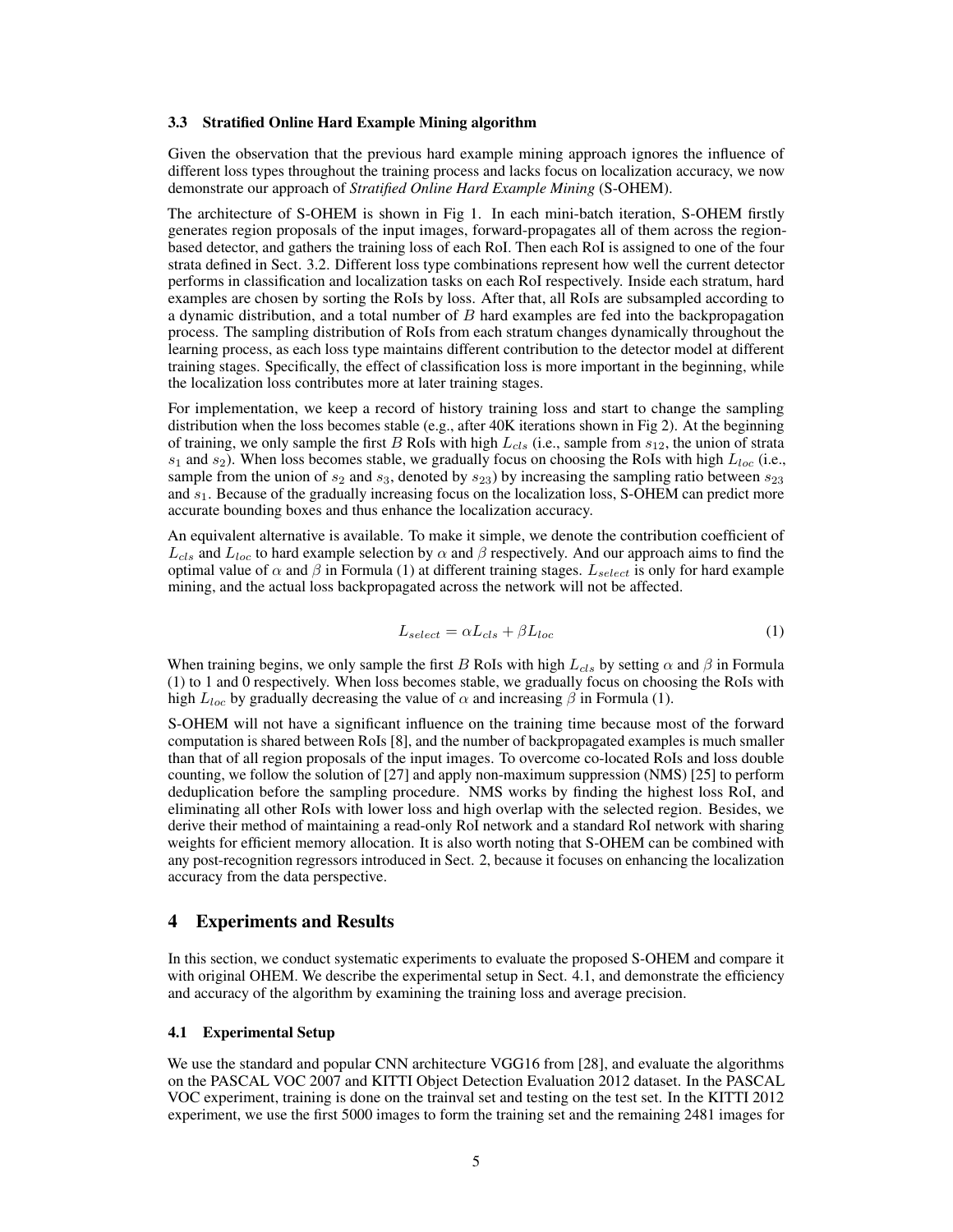### 3.3 Stratified Online Hard Example Mining algorithm

Given the observation that the previous hard example mining approach ignores the influence of different loss types throughout the training process and lacks focus on localization accuracy, we now demonstrate our approach of *Stratified Online Hard Example Mining* (S-OHEM).

The architecture of S-OHEM is shown in Fig 1. In each mini-batch iteration, S-OHEM firstly generates region proposals of the input images, forward-propagates all of them across the region-based detector, and gathers the training loss of each RoI. Then each RoI is assigned to one of the four strata defined in Sect. 3.2. Different loss type combinations represent how well the current detector performs in classification and localization tasks on each RoI respectively. Inside each stratum, hard examples are chosen by sorting the RoIs by loss. After that, all RoIs are subsampled according to a dynamic distribution, and a total number of $B$ hard examples are fed into the backpropagation process. The sampling distribution of RoIs from each stratum changes dynamically throughout the learning process, as each loss type maintains different contribution to the detector model at different training stages. Specifically, the effect of classification loss is more important in the beginning, while the localization loss contributes more at later training stages.

For implementation, we keep a record of history training loss and start to change the sampling distribution when the loss becomes stable (e.g., after 40K iterations shown in Fig 2). At the beginning of training, we only sample the first $B$ RoIs with high $L_{cls}$ (i.e., sample from $s_{12}$, the union of strata $s_1$ and $s_2$). When loss becomes stable, we gradually focus on choosing the RoIs with high $L_{loc}$ (i.e., sample from the union of $s_2$ and $s_3$, denoted by $s_{23}$) by increasing the sampling ratio between $s_{23}$ and $s_1$. Because of the gradually increasing focus on the localization loss, S-OHEM can predict more accurate bounding boxes and thus enhance the localization accuracy.

An equivalent alternative is available. To make it simple, we denote the contribution coefficient of $L_{cls}$ and $L_{loc}$ to hard example selection by $\alpha$ and $\beta$ respectively. And our approach aims to find the optimal value of $\alpha$ and $\beta$ in Formula (1) at different training stages. $L_{select}$ is only for hard example mining, and the actual loss backpropagated across the network will not be affected.

$$L_{select} = \alpha L_{cls} + \beta L_{loc} \tag{1}$$

When training begins, we only sample the first $B$ RoIs with high $L_{cls}$ by setting $\alpha$ and $\beta$ in Formula (1) to 1 and 0 respectively. When loss becomes stable, we gradually focus on choosing the RoIs with high $L_{loc}$ by gradually decreasing the value of $\alpha$ and increasing $\beta$ in Formula (1).

S-OHEM will not have a significant influence on the training time because most of the forward computation is shared between RoIs [8], and the number of backpropagated examples is much smaller than that of all region proposals of the input images. To overcome co-located RoIs and loss double counting, we follow the solution of [27] and apply non-maximum suppression (NMS) [25] to perform deduplication before the sampling procedure. NMS works by finding the highest loss RoI, and eliminating all other RoIs with lower loss and high overlap with the selected region. Besides, we derive their method of maintaining a read-only RoI network and a standard RoI network with sharing weights for efficient memory allocation. It is also worth noting that S-OHEM can be combined with any post-recognition regressors introduced in Sect. 2, because it focuses on enhancing the localization accuracy from the data perspective.

## 4 Experiments and Results

In this section, we conduct systematic experiments to evaluate the proposed S-OHEM and compare it with original OHEM. We describe the experimental setup in Sect. 4.1, and demonstrate the efficiency and accuracy of the algorithm by examining the training loss and average precision.

### 4.1 Experimental Setup

We use the standard and popular CNN architecture VGG16 from [28], and evaluate the algorithms on the PASCAL VOC 2007 and KITTI Object Detection Evaluation 2012 dataset. In the PASCAL VOC experiment, training is done on the trainval set and testing on the test set. In the KITTI 2012 experiment, we use the first 5000 images to form the training set and the remaining 2481 images for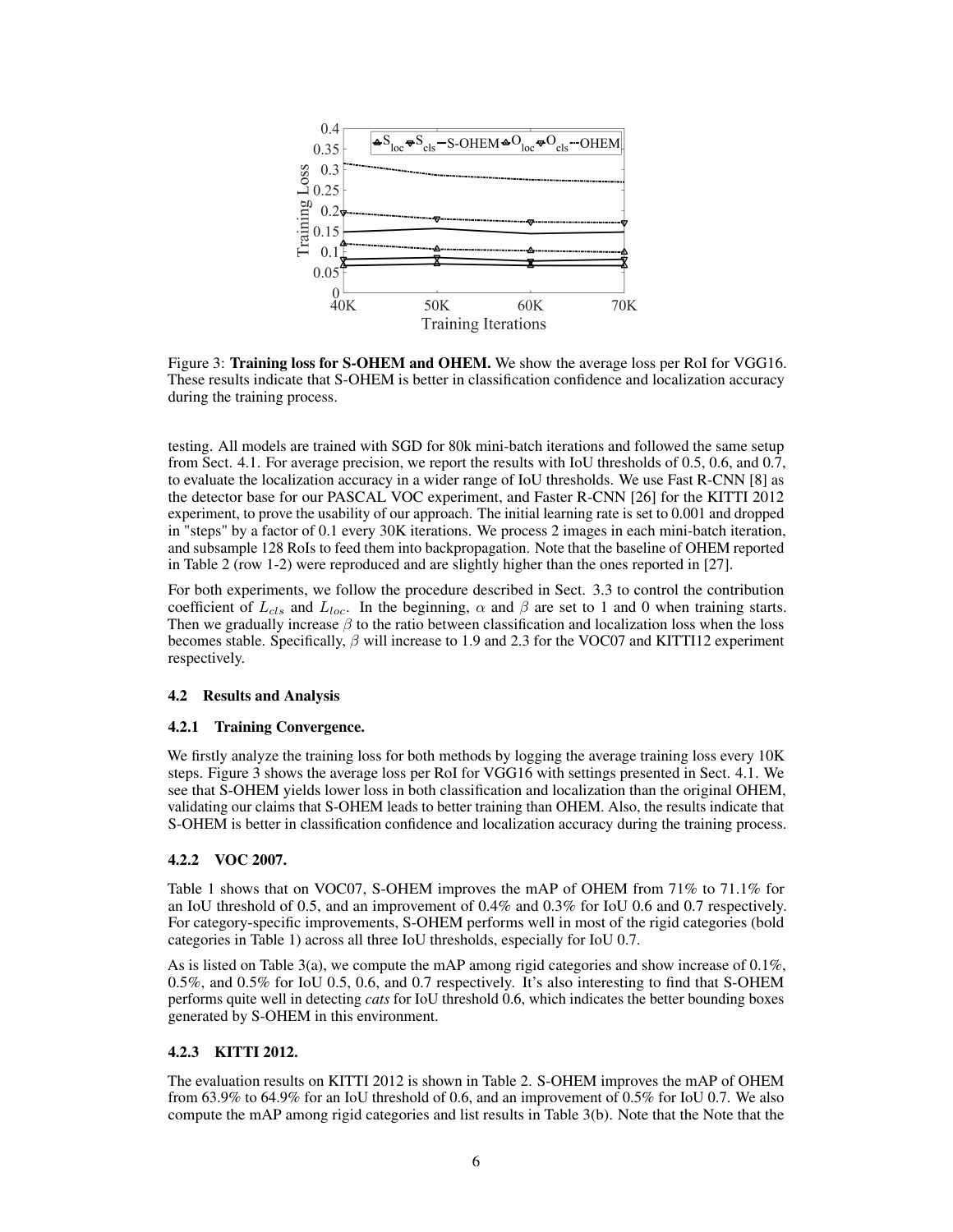0.4
0.35
0.3
0.25
0.2
0.15
0.1
0.05
0
Training Loss
$S_{loc}$ $S_{cls}$ S-OHEM $O_{loc}$ $O_{cls}$ OHEM
40K 50K 60K 70K
Training Iterations

Figure 3: **Training loss for S-OHEM and OHEM.** We show the average loss per RoI for VGG16. These results indicate that S-OHEM is better in classification confidence and localization accuracy during the training process.

testing. All models are trained with SGD for 80k mini-batch iterations and followed the same setup from Sect. 4.1. For average precision, we report the results with IoU thresholds of 0.5, 0.6, and 0.7, to evaluate the localization accuracy in a wider range of IoU thresholds. We use Fast R-CNN [8] as the detector base for our PASCAL VOC experiment, and Faster R-CNN [26] for the KITTI 2012 experiment, to prove the usability of our approach. The initial learning rate is set to 0.001 and dropped in "steps" by a factor of 0.1 every 30K iterations. We process 2 images in each mini-batch iteration, and subsample 128 RoIs to feed them into backpropagation. Note that the baseline of OHEM reported in Table 2 (row 1-2) were reproduced and are slightly higher than the ones reported in [27].

For both experiments, we follow the procedure described in Sect. 3.3 to control the contribution coefficient of $L_{cls}$ and $L_{loc}$. In the beginning, $\alpha$ and $\beta$ are set to 1 and 0 when training starts. Then we gradually increase $\beta$ to the ratio between classification and localization loss when the loss becomes stable. Specifically, $\beta$ will increase to 1.9 and 2.3 for the VOC07 and KITTI12 experiment respectively.

### 4.2 Results and Analysis

#### 4.2.1 Training Convergence.

We firstly analyze the training loss for both methods by logging the average training loss every 10K steps. Figure 3 shows the average loss per RoI for VGG16 with settings presented in Sect. 4.1. We see that S-OHEM yields lower loss in both classification and localization than the original OHEM, validating our claims that S-OHEM leads to better training than OHEM. Also, the results indicate that S-OHEM is better in classification confidence and localization accuracy during the training process.

#### 4.2.2 VOC 2007.

Table 1 shows that on VOC07, S-OHEM improves the mAP of OHEM from 71% to 71.1% for an IoU threshold of 0.5, and an improvement of 0.4% and 0.3% for IoU 0.6 and 0.7 respectively. For category-specific improvements, S-OHEM performs well in most of the rigid categories (bold categories in Table 1) across all three IoU thresholds, especially for IoU 0.7.

As is listed on Table 3(a), we compute the mAP among rigid categories and show increase of 0.1%, 0.5%, and 0.5% for IoU 0.5, 0.6, and 0.7 respectively. It's also interesting to find that S-OHEM performs quite well in detecting *cats* for IoU threshold 0.6, which indicates the better bounding boxes generated by S-OHEM in this environment.

#### 4.2.3 KITTI 2012.

The evaluation results on KITTI 2012 is shown in Table 2. S-OHEM improves the mAP of OHEM from 63.9% to 64.9% for an IoU threshold of 0.6, and an improvement of 0.5% for IoU 0.7. We also compute the mAP among rigid categories and list results in Table 3(b). Note that the Note that the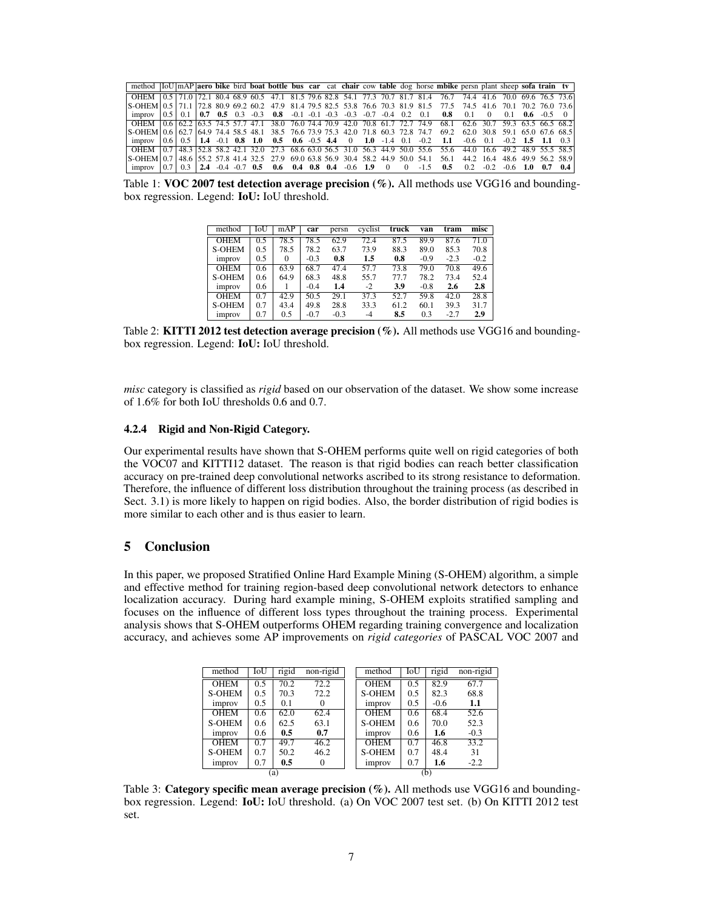| method | IoU | mAP | **aero** | **bike** | bird | **boat** | **bottle** | **bus** | **car** | cat | **chair** | cow | **table** | dog | horse | **mbike** | persn | plant | sheep | **sofa** | **train** | **tv** |
|---|---|---|---|---|---|---|---|---|---|---|---|---|---|---|---|---|---|---|---|---|---|---|
| OHEM | 0.5 | 71.0 | 72.1 | 80.4 | 68.9 | 60.5 | 47.1 | 81.5 | 79.6 | 82.8 | 54.1 | 77.3 | 70.7 | 81.7 | 81.4 | 76.7 | 74.4 | 41.6 | 70.0 | 69.6 | 76.5 | 73.6 |
| S-OHEM | 0.5 | 71.1 | 72.8 | 80.9 | 69.2 | 60.2 | 47.9 | 81.4 | 79.5 | 82.5 | 53.8 | 76.6 | 70.3 | 81.9 | 81.5 | 77.5 | 74.5 | 41.6 | 70.1 | 70.2 | 76.0 | 73.6 |
| improv | 0.5 | 0.1 | **0.7** | **0.5** | 0.3 | -0.3 | **0.8** | -0.1 | -0.1 | -0.3 | -0.3 | -0.7 | -0.4 | 0.2 | 0.1 | **0.8** | 0.1 | 0 | 0.1 | **0.6** | -0.5 | 0 |
| OHEM | 0.6 | 62.2 | 63.5 | 74.5 | 57.7 | 47.1 | 38.0 | 76.0 | 74.4 | 70.9 | 42.0 | 70.8 | 61.7 | 72.7 | 74.9 | 68.1 | 62.6 | 30.7 | 59.3 | 63.5 | 66.5 | 68.2 |
| S-OHEM | 0.6 | 62.7 | 64.9 | 74.4 | 58.5 | 48.1 | 38.5 | 76.6 | 73.9 | 75.3 | 42.0 | 71.8 | 60.3 | 72.8 | 74.7 | 69.2 | 62.0 | 30.8 | 59.1 | 65.0 | 67.6 | 68.5 |
| improv | 0.6 | 0.5 | **1.4** | -0.1 | **0.8** | **1.0** | **0.5** | **0.6** | -0.5 | **4.4** | 0 | **1.0** | -1.4 | 0.1 | -0.2 | **1.1** | -0.6 | 0.1 | -0.2 | **1.5** | **1.1** | 0.3 |
| OHEM | 0.7 | 48.3 | 52.8 | 58.2 | 42.1 | 32.0 | 27.3 | 68.6 | 63.0 | 56.5 | 31.0 | 56.3 | 44.9 | 50.0 | 55.6 | 55.6 | 44.0 | 16.6 | 49.2 | 48.9 | 55.5 | 58.5 |
| S-OHEM | 0.7 | 48.6 | 55.2 | 57.8 | 41.4 | 32.5 | 27.9 | 69.0 | 63.8 | 56.9 | 30.4 | 58.2 | 44.9 | 50.0 | 54.1 | 56.1 | 44.2 | 16.4 | 48.6 | 49.9 | 56.2 | 58.9 |
| improv | 0.7 | 0.3 | **2.4** | -0.4 | -0.7 | **0.5** | **0.6** | **0.4** | **0.8** | **0.4** | -0.6 | **1.9** | 0 | 0 | -1.5 | **0.5** | 0.2 | -0.2 | -0.6 | **1.0** | **0.7** | **0.4** |

Table 1: **VOC 2007 test detection average precision (%).** All methods use VGG16 and bounding-box regression. Legend: **IoU:** IoU threshold.

| method | IoU | mAP | **car** | persn | cyclist | **truck** | **van** | **tram** | **misc** |
|---|---|---|---|---|---|---|---|---|---|
| OHEM | 0.5 | 78.5 | 78.5 | 62.9 | 72.4 | 87.5 | 89.9 | 87.6 | 71.0 |
| S-OHEM | 0.5 | 78.5 | 78.2 | 63.7 | 73.9 | 88.3 | 89.0 | 85.3 | 70.8 |
| improv | 0.5 | 0 | -0.3 | **0.8** | **1.5** | **0.8** | -0.9 | -2.3 | -0.2 |
| OHEM | 0.6 | 63.9 | 68.7 | 47.4 | 57.7 | 73.8 | 79.0 | 70.8 | 49.6 |
| S-OHEM | 0.6 | 64.9 | 68.3 | 48.8 | 55.7 | 77.7 | 78.2 | 73.4 | 52.4 |
| improv | 0.6 | 1 | -0.4 | **1.4** | -2 | **3.9** | -0.8 | **2.6** | **2.8** |
| OHEM | 0.7 | 42.9 | 50.5 | 29.1 | 37.3 | 52.7 | 59.8 | 42.0 | 28.8 |
| S-OHEM | 0.7 | 43.4 | 49.8 | 28.8 | 33.3 | 61.2 | 60.1 | 39.3 | 31.7 |
| improv | 0.7 | 0.5 | -0.7 | -0.3 | -4 | **8.5** | 0.3 | -2.7 | **2.9** |

Table 2: **KITTI 2012 test detection average precision (%).** All methods use VGG16 and bounding-box regression. Legend: **IoU:** IoU threshold.

*misc* category is classified as *rigid* based on our observation of the dataset. We show some increase of 1.6% for both IoU thresholds 0.6 and 0.7.

#### 4.2.4 Rigid and Non-Rigid Category.

Our experimental results have shown that S-OHEM performs quite well on rigid categories of both the VOC07 and KITTI12 dataset. The reason is that rigid bodies can reach better classification accuracy on pre-trained deep convolutional networks ascribed to its strong resistance to deformation. Therefore, the influence of different loss distribution throughout the training process (as described in Sect. 3.1) is more likely to happen on rigid bodies. Also, the border distribution of rigid bodies is more similar to each other and is thus easier to learn.

## 5 Conclusion

In this paper, we proposed Stratified Online Hard Example Mining (S-OHEM) algorithm, a simple and effective method for training region-based deep convolutional network detectors to enhance localization accuracy. During hard example mining, S-OHEM exploits stratified sampling and focuses on the influence of different loss types throughout the training process. Experimental analysis shows that S-OHEM outperforms OHEM regarding training convergence and localization accuracy, and achieves some AP improvements on *rigid categories* of PASCAL VOC 2007 and

(a)

| method | IoU | rigid | non-rigid |
|---|---|---|---|
| OHEM | 0.5 | 70.2 | 72.2 |
| S-OHEM | 0.5 | 70.3 | 72.2 |
| improv | 0.5 | 0.1 | 0 |
| OHEM | 0.6 | 62.0 | 62.4 |
| S-OHEM | 0.6 | 62.5 | 63.1 |
| improv | 0.6 | **0.5** | **0.7** |
| OHEM | 0.7 | 49.7 | 46.2 |
| S-OHEM | 0.7 | 50.2 | 46.2 |
| improv | 0.7 | **0.5** | 0 |

(b)

| method | IoU | rigid | non-rigid |
|---|---|---|---|
| OHEM | 0.5 | 82.9 | 67.7 |
| S-OHEM | 0.5 | 82.3 | 68.8 |
| improv | 0.5 | -0.6 | **1.1** |
| OHEM | 0.6 | 68.4 | 52.6 |
| S-OHEM | 0.6 | 70.0 | 52.3 |
| improv | 0.6 | **1.6** | -0.3 |
| OHEM | 0.7 | 46.8 | 33.2 |
| S-OHEM | 0.7 | 48.4 | 31 |
| improv | 0.7 | **1.6** | -2.2 |

Table 3: **Category specific mean average precision (%).** All methods use VGG16 and bounding-box regression. Legend: **IoU:** IoU threshold. (a) On VOC 2007 test set. (b) On KITTI 2012 test set.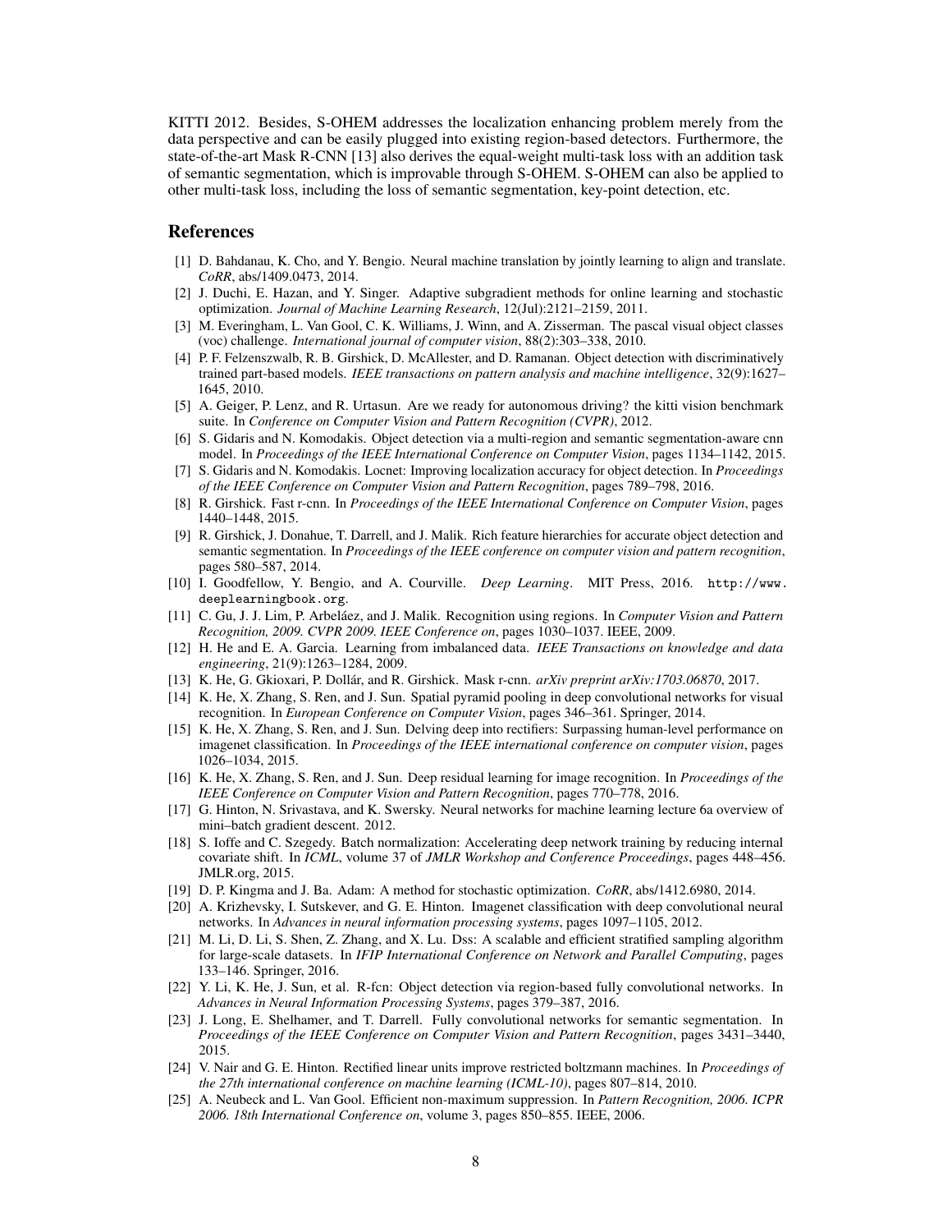KITTI 2012. Besides, S-OHEM addresses the localization enhancing problem merely from the data perspective and can be easily plugged into existing region-based detectors. Furthermore, the state-of-the-art Mask R-CNN [13] also derives the equal-weight multi-task loss with an addition task of semantic segmentation, which is improvable through S-OHEM. S-OHEM can also be applied to other multi-task loss, including the loss of semantic segmentation, key-point detection, etc.

## References

[1] D. Bahdanau, K. Cho, and Y. Bengio. Neural machine translation by jointly learning to align and translate. *CoRR*, abs/1409.0473, 2014.

[2] J. Duchi, E. Hazan, and Y. Singer. Adaptive subgradient methods for online learning and stochastic optimization. *Journal of Machine Learning Research*, 12(Jul):2121–2159, 2011.

[3] M. Everingham, L. Van Gool, C. K. Williams, J. Winn, and A. Zisserman. The pascal visual object classes (voc) challenge. *International journal of computer vision*, 88(2):303–338, 2010.

[4] P. F. Felzenszwalb, R. B. Girshick, D. McAllester, and D. Ramanan. Object detection with discriminatively trained part-based models. *IEEE transactions on pattern analysis and machine intelligence*, 32(9):1627–1645, 2010.

[5] A. Geiger, P. Lenz, and R. Urtasun. Are we ready for autonomous driving? the kitti vision benchmark suite. In *Conference on Computer Vision and Pattern Recognition (CVPR)*, 2012.

[6] S. Gidaris and N. Komodakis. Object detection via a multi-region and semantic segmentation-aware cnn model. In *Proceedings of the IEEE International Conference on Computer Vision*, pages 1134–1142, 2015.

[7] S. Gidaris and N. Komodakis. Locnet: Improving localization accuracy for object detection. In *Proceedings of the IEEE Conference on Computer Vision and Pattern Recognition*, pages 789–798, 2016.

[8] R. Girshick. Fast r-cnn. In *Proceedings of the IEEE International Conference on Computer Vision*, pages 1440–1448, 2015.

[9] R. Girshick, J. Donahue, T. Darrell, and J. Malik. Rich feature hierarchies for accurate object detection and semantic segmentation. In *Proceedings of the IEEE conference on computer vision and pattern recognition*, pages 580–587, 2014.

[10] I. Goodfellow, Y. Bengio, and A. Courville. *Deep Learning*. MIT Press, 2016. http://www.deeplearningbook.org.

[11] C. Gu, J. J. Lim, P. Arbeláez, and J. Malik. Recognition using regions. In *Computer Vision and Pattern Recognition, 2009. CVPR 2009. IEEE Conference on*, pages 1030–1037. IEEE, 2009.

[12] H. He and E. A. Garcia. Learning from imbalanced data. *IEEE Transactions on knowledge and data engineering*, 21(9):1263–1284, 2009.

[13] K. He, G. Gkioxari, P. Dollár, and R. Girshick. Mask r-cnn. *arXiv preprint arXiv:1703.06870*, 2017.

[14] K. He, X. Zhang, S. Ren, and J. Sun. Spatial pyramid pooling in deep convolutional networks for visual recognition. In *European Conference on Computer Vision*, pages 346–361. Springer, 2014.

[15] K. He, X. Zhang, S. Ren, and J. Sun. Delving deep into rectifiers: Surpassing human-level performance on imagenet classification. In *Proceedings of the IEEE international conference on computer vision*, pages 1026–1034, 2015.

[16] K. He, X. Zhang, S. Ren, and J. Sun. Deep residual learning for image recognition. In *Proceedings of the IEEE Conference on Computer Vision and Pattern Recognition*, pages 770–778, 2016.

[17] G. Hinton, N. Srivastava, and K. Swersky. Neural networks for machine learning lecture 6a overview of mini–batch gradient descent. 2012.

[18] S. Ioffe and C. Szegedy. Batch normalization: Accelerating deep network training by reducing internal covariate shift. In *ICML*, volume 37 of *JMLR Workshop and Conference Proceedings*, pages 448–456. JMLR.org, 2015.

[19] D. P. Kingma and J. Ba. Adam: A method for stochastic optimization. *CoRR*, abs/1412.6980, 2014.

[20] A. Krizhevsky, I. Sutskever, and G. E. Hinton. Imagenet classification with deep convolutional neural networks. In *Advances in neural information processing systems*, pages 1097–1105, 2012.

[21] M. Li, D. Li, S. Shen, Z. Zhang, and X. Lu. Dss: A scalable and efficient stratified sampling algorithm for large-scale datasets. In *IFIP International Conference on Network and Parallel Computing*, pages 133–146. Springer, 2016.

[22] Y. Li, K. He, J. Sun, et al. R-fcn: Object detection via region-based fully convolutional networks. In *Advances in Neural Information Processing Systems*, pages 379–387, 2016.

[23] J. Long, E. Shelhamer, and T. Darrell. Fully convolutional networks for semantic segmentation. In *Proceedings of the IEEE Conference on Computer Vision and Pattern Recognition*, pages 3431–3440, 2015.

[24] V. Nair and G. E. Hinton. Rectified linear units improve restricted boltzmann machines. In *Proceedings of the 27th international conference on machine learning (ICML-10)*, pages 807–814, 2010.

[25] A. Neubeck and L. Van Gool. Efficient non-maximum suppression. In *Pattern Recognition, 2006. ICPR 2006. 18th International Conference on*, volume 3, pages 850–855. IEEE, 2006.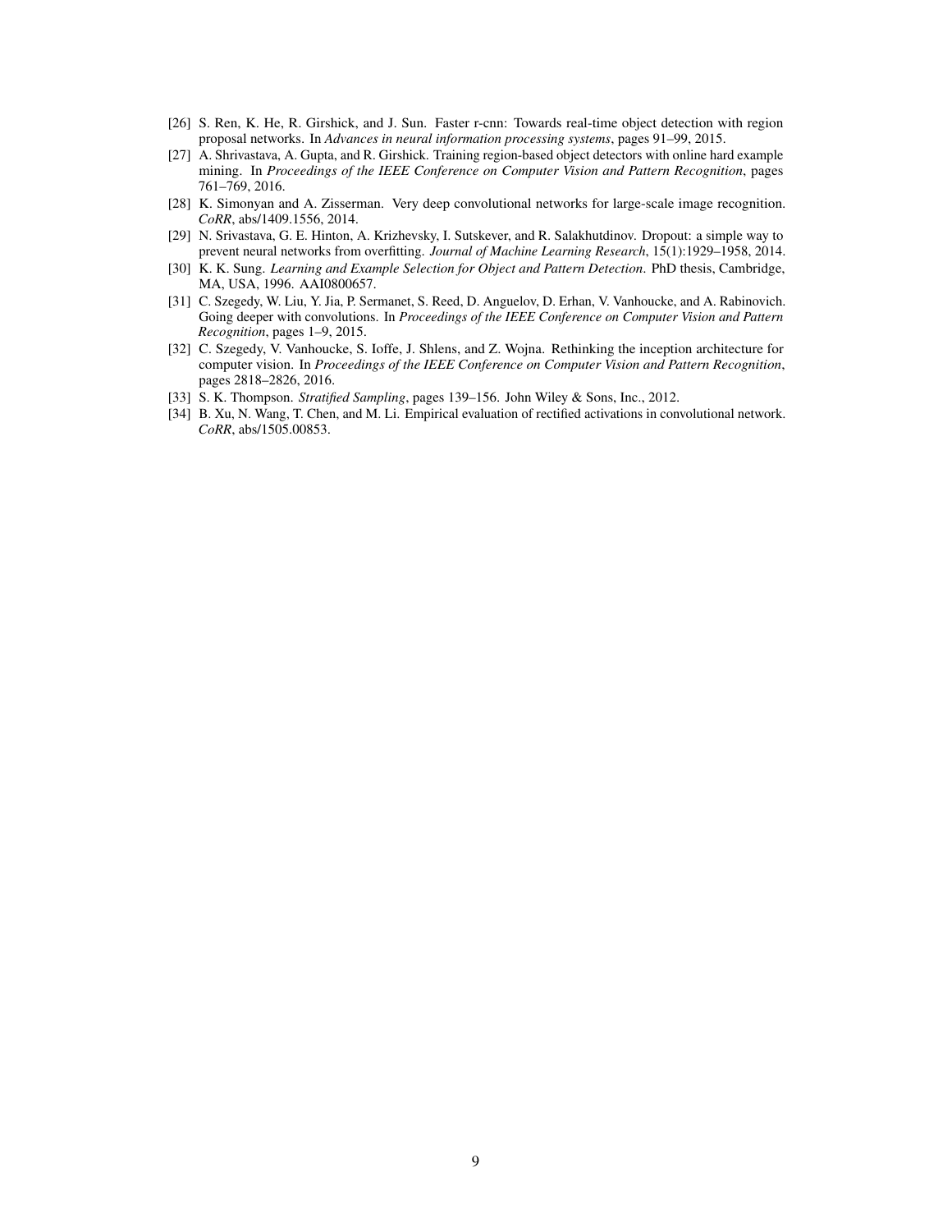[26] S. Ren, K. He, R. Girshick, and J. Sun. Faster r-cnn: Towards real-time object detection with region proposal networks. In *Advances in neural information processing systems*, pages 91–99, 2015.

[27] A. Shrivastava, A. Gupta, and R. Girshick. Training region-based object detectors with online hard example mining. In *Proceedings of the IEEE Conference on Computer Vision and Pattern Recognition*, pages 761–769, 2016.

[28] K. Simonyan and A. Zisserman. Very deep convolutional networks for large-scale image recognition. *CoRR*, abs/1409.1556, 2014.

[29] N. Srivastava, G. E. Hinton, A. Krizhevsky, I. Sutskever, and R. Salakhutdinov. Dropout: a simple way to prevent neural networks from overfitting. *Journal of Machine Learning Research*, 15(1):1929–1958, 2014.

[30] K. K. Sung. *Learning and Example Selection for Object and Pattern Detection*. PhD thesis, Cambridge, MA, USA, 1996. AAI0800657.

[31] C. Szegedy, W. Liu, Y. Jia, P. Sermanet, S. Reed, D. Anguelov, D. Erhan, V. Vanhoucke, and A. Rabinovich. Going deeper with convolutions. In *Proceedings of the IEEE Conference on Computer Vision and Pattern Recognition*, pages 1–9, 2015.

[32] C. Szegedy, V. Vanhoucke, S. Ioffe, J. Shlens, and Z. Wojna. Rethinking the inception architecture for computer vision. In *Proceedings of the IEEE Conference on Computer Vision and Pattern Recognition*, pages 2818–2826, 2016.

[33] S. K. Thompson. *Stratified Sampling*, pages 139–156. John Wiley & Sons, Inc., 2012.

[34] B. Xu, N. Wang, T. Chen, and M. Li. Empirical evaluation of rectified activations in convolutional network. *CoRR*, abs/1505.00853.